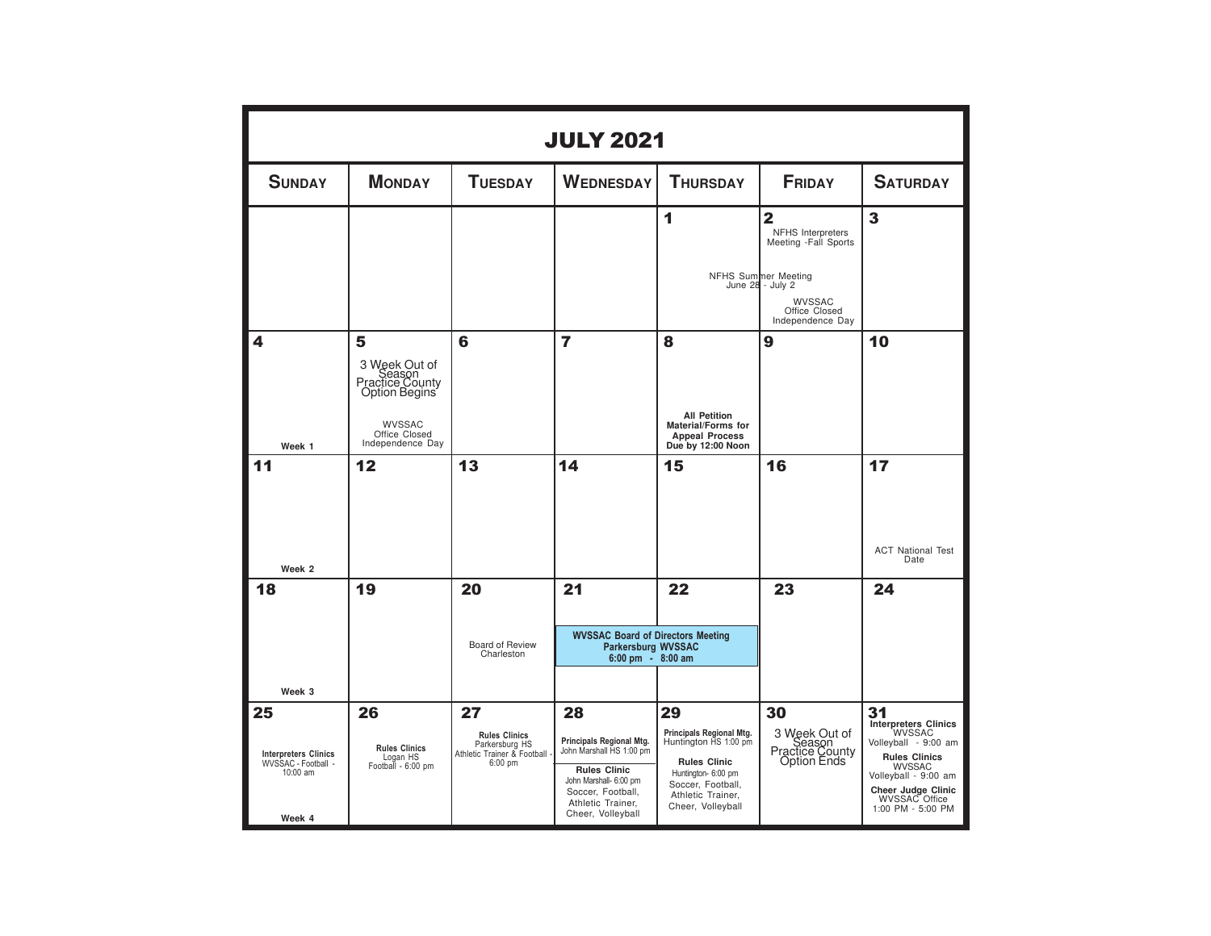# JULY 2021

| SUNDAY | MONDAY | TUESDAY | WEDNESDAY | THURSDAY | FRIDAY | SATURDAY |
|---|---|---|---|---|---|---|
| | | | | **1** NFHS Summer Meeting June 28 - July 2 | **2** NFHS Interpreters Meeting -Fall Sports; WVSSAC Office Closed Independence Day | **3** |
| **4** Week 1 | **5** 3 Week Out of Season Practice County Option Begins; WVSSAC Office Closed Independence Day | **6** | **7** | **8** **All Petition Material/Forms for Appeal Process Due by 12:00 Noon** | **9** | **10** |
| **11** Week 2 | **12** | **13** | **14** | **15** | **16** | **17** ACT National Test Date |
| **18** Week 3 | **19** | **20** Board of Review Charleston | **21** **WVSSAC Board of Directors Meeting Parkersburg WVSSAC 6:00 pm - 8:00 am** | **22** | **23** | **24** |
| **25** **Interpreters Clinics** WVSSAC - Football - 10:00 am; Week 4 | **26** **Rules Clinics** Logan HS Football - 6:00 pm | **27** **Rules Clinics** Parkersburg HS Athletic Trainer & Football - 6:00 pm | **28** **Principals Regional Mtg.** John Marshall HS 1:00 pm; **Rules Clinic** John Marshall- 6:00 pm Soccer, Football, Athletic Trainer, Cheer, Volleyball | **29** **Principals Regional Mtg.** Huntington HS 1:00 pm; **Rules Clinic** Huntington- 6:00 pm Soccer, Football, Athletic Trainer, Cheer, Volleyball | **30** 3 Week Out of Season Practice County Option Ends | **31** **Interpreters Clinics** WVSSAC Volleyball - 9:00 am; **Rules Clinics** WVSSAC Volleyball - 9:00 am; **Cheer Judge Clinic** WVSSAC Office 1:00 PM - 5:00 PM |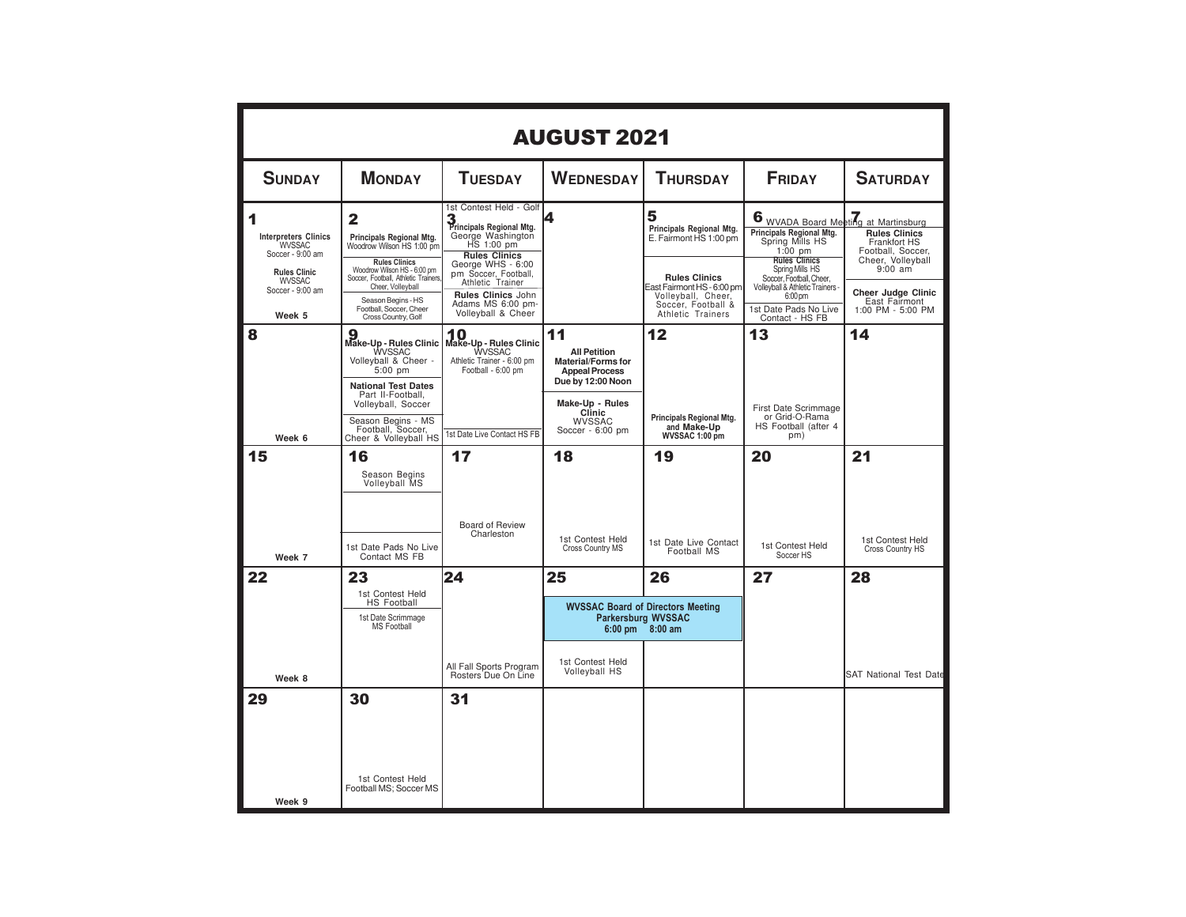# AUGUST 2021

| SUNDAY | MONDAY | TUESDAY | WEDNESDAY | THURSDAY | FRIDAY | SATURDAY |
|---|---|---|---|---|---|---|
| **1**<br>**Interpreters Clinics** WVSSAC Soccer - 9:00 am<br>**Rules Clinic** WVSSAC Soccer - 9:00 am<br>Week 5 | **2**<br>**Principals Regional Mtg.** Woodrow Wilson HS 1:00 pm<br>**Rules Clinics** Woodrow Wilson HS - 6:00 pm Soccer, Football, Athletic Trainers, Cheer, Volleyball<br>Season Begins - HS Football, Soccer, Cheer Cross Country, Golf | 1st Contest Held - Golf<br>**3**<br>**Principals Regional Mtg.** George Washington HS 1:00 pm<br>**Rules Clinics** George WHS - 6:00 pm Soccer, Football, Athletic Trainer<br>**Rules Clinics** John Adams MS 6:00 pm- Volleyball & Cheer | **4** | **5**<br>**Principals Regional Mtg.** E. Fairmont HS 1:00 pm<br>**Rules Clinics** East Fairmont HS - 6:00 pm Volleyball, Cheer, Soccer, Football & Athletic Trainers | **6** WVADA Board Meeting at Martinsburg<br>**Principals Regional Mtg.** Spring Mills HS 1:00 pm<br>**Rules Clinics** Spring Mills HS Soccer, Football, Cheer, Volleyball & Athletic Trainers - 6:00 pm<br>1st Date Pads No Live Contact - HS FB | **7**<br>**Rules Clinics** Frankfort HS Football, Soccer, Cheer, Volleyball 9:00 am<br>**Cheer Judge Clinic** East Fairmont 1:00 PM - 5:00 PM |
| **8**<br>Week 6 | **9**<br>**Make-Up - Rules Clinic** WVSSAC Volleyball & Cheer - 5:00 pm<br>**National Test Dates** Part II-Football, Volleyball, Soccer<br>Season Begins - MS Football, Soccer, Cheer & Volleyball HS | **10**<br>**Make-Up - Rules Clinic** WVSSAC Athletic Trainer - 6:00 pm Football - 6:00 pm<br>1st Date Live Contact HS FB | **11**<br>**All Petition Material/Forms for Appeal Process Due by 12:00 Noon**<br>**Make-Up - Rules Clinic** WVSSAC Soccer - 6:00 pm | **12**<br>**Principals Regional Mtg. and Make-Up WVSSAC 1:00 pm** | **13**<br>First Date Scrimmage or Grid-O-Rama HS Football (after 4 pm) | **14** |
| **15**<br>Week 7 | **16**<br>Season Begins Volleyball MS<br>1st Date Pads No Live Contact MS FB | **17**<br>Board of Review Charleston | **18**<br>1st Contest Held Cross Country MS | **19**<br>1st Date Live Contact Football MS | **20**<br>1st Contest Held Soccer HS | **21**<br>1st Contest Held Cross Country HS |
| **22**<br>Week 8 | **23**<br>1st Contest Held HS Football<br>1st Date Scrimmage MS Football | **24**<br>All Fall Sports Program Rosters Due On Line | **25**<br>**WVSSAC Board of Directors Meeting Parkersburg WVSSAC 6:00 pm**<br>1st Contest Held Volleyball HS | **26**<br>**8:00 am** | **27** | **28**<br>SAT National Test Date |
| **29**<br>Week 9 | **30**<br>1st Contest Held Football MS; Soccer MS | **31** | | | | |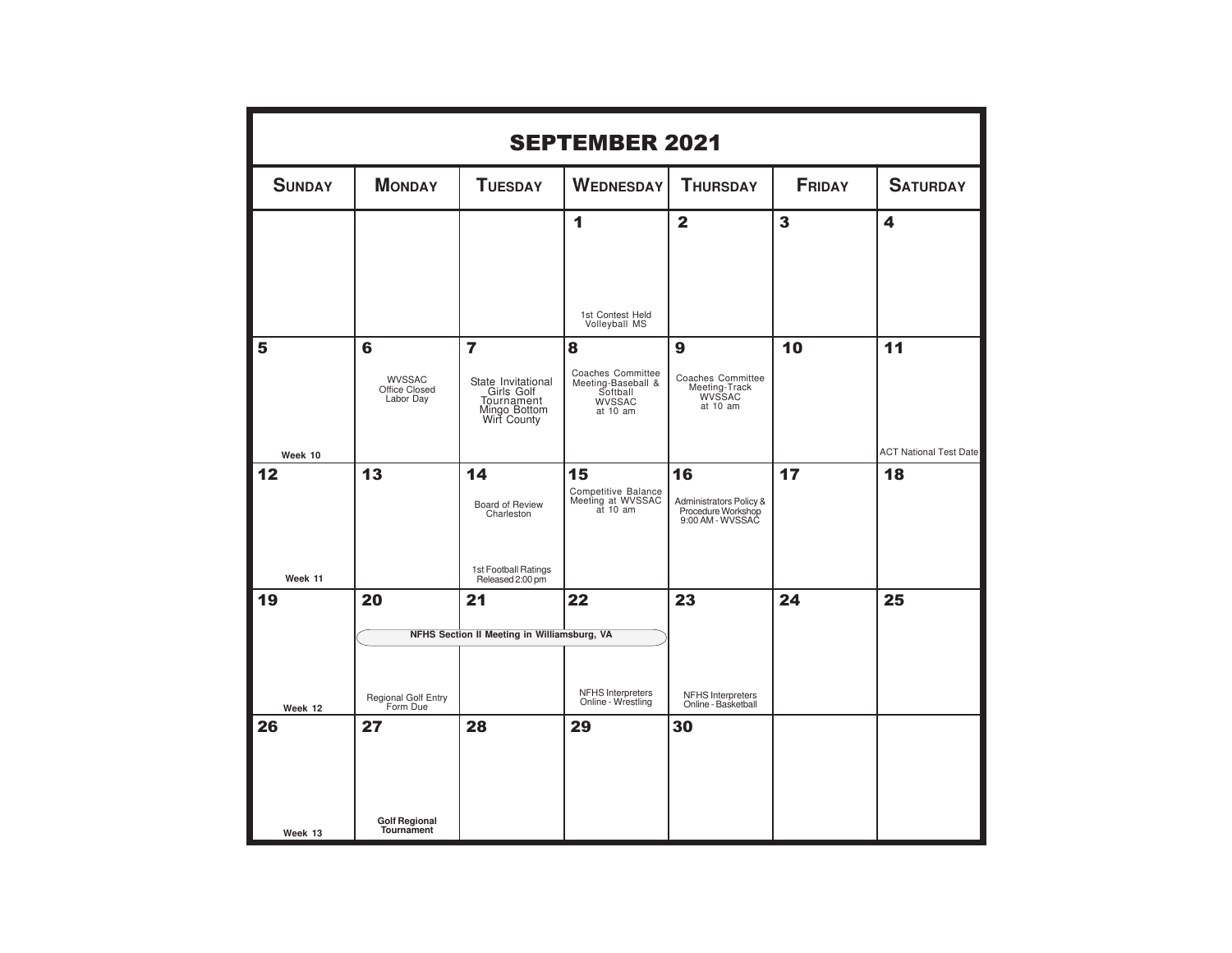# SEPTEMBER 2021

| SUNDAY | MONDAY | TUESDAY | WEDNESDAY | THURSDAY | FRIDAY | SATURDAY |
|---|---|---|---|---|---|---|
| | | | **1** 1st Contest Held Volleyball MS | **2** | **3** | **4** |
| **5** Week 10 | **6** WVSSAC Office Closed Labor Day | **7** State Invitational Girls Golf Tournament Mingo Bottom Wirt County | **8** Coaches Committee Meeting-Baseball & Softball WVSSAC at 10 am | **9** Coaches Committee Meeting-Track WVSSAC at 10 am | **10** | **11** ACT National Test Date |
| **12** Week 11 | **13** | **14** Board of Review Charleston; 1st Football Ratings Released 2:00 pm | **15** Competitive Balance Meeting at WVSSAC at 10 am | **16** Administrators Policy & Procedure Workshop 9:00 AM - WVSSAC | **17** | **18** |
| **19** Week 12 | **20** NFHS Section II Meeting in Williamsburg, VA; Regional Golf Entry Form Due | **21** NFHS Section II Meeting in Williamsburg, VA | **22** NFHS Section II Meeting in Williamsburg, VA; NFHS Interpreters Online - Wrestling | **23** NFHS Interpreters Online - Basketball | **24** | **25** |
| **26** Week 13 | **27** **Golf Regional Tournament** | **28** | **29** | **30** | | |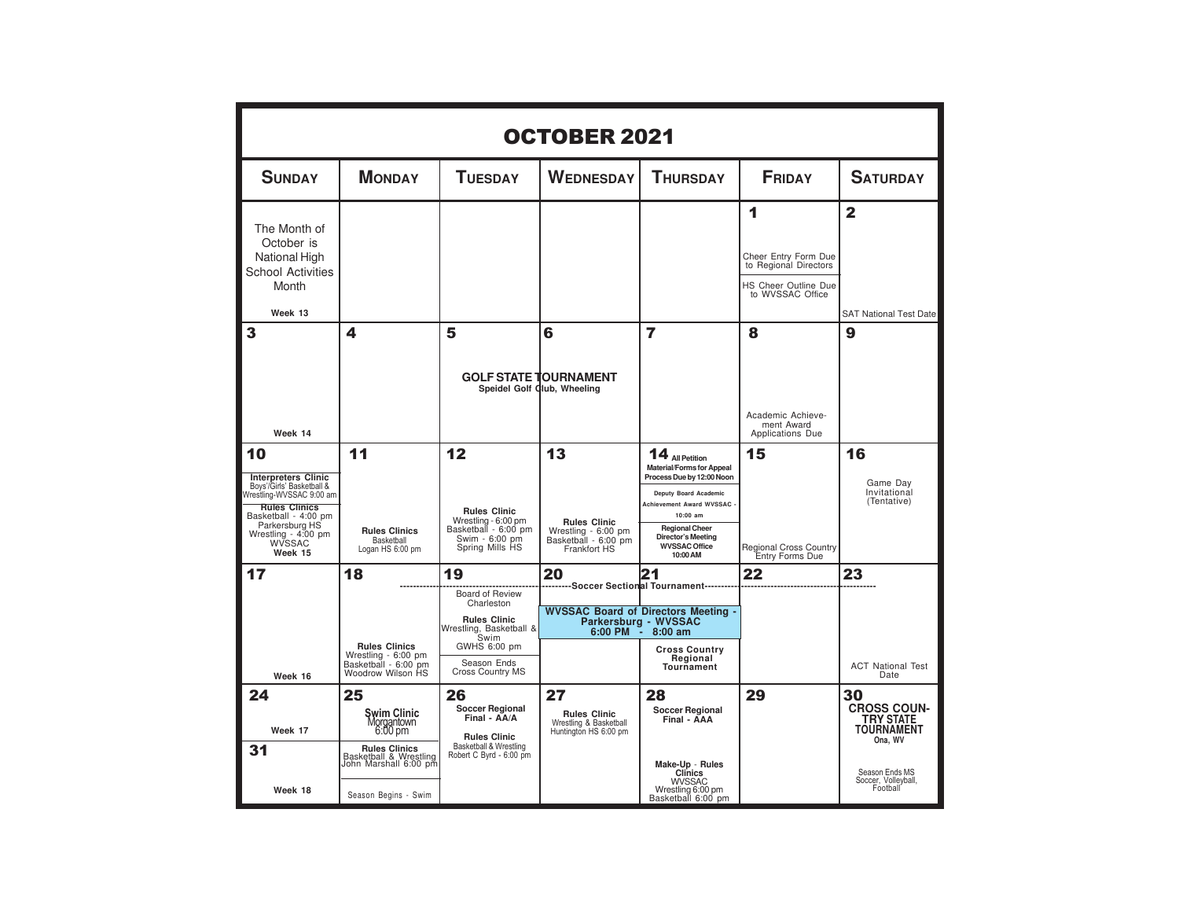# OCTOBER 2021

| SUNDAY | MONDAY | TUESDAY | WEDNESDAY | THURSDAY | FRIDAY | SATURDAY |
|---|---|---|---|---|---|---|
| The Month of October is National High School Activities Month<br><br>Week 13 | | | | | **1**<br><br>Cheer Entry Form Due to Regional Directors<br><br>HS Cheer Outline Due to WVSSAC Office | **2**<br><br>SAT National Test Date |
| **3**<br><br>Week 14 | **4** | **5**<br><br>**GOLF STATE TOURNAMENT** Speidel Golf Club, Wheeling | **6**<br><br>**GOLF STATE TOURNAMENT** Speidel Golf Club, Wheeling | **7** | **8**<br><br>Academic Achievement Award Applications Due | **9** |
| **10**<br><br>**Interpreters Clinic** Boys'/Girls' Basketball & Wrestling-WVSSAC 9:00 am<br><br>**Rules Clinics** Basketball - 4:00 pm Parkersburg HS Wrestling - 4:00 pm WVSSAC<br><br>**Week 15** | **11**<br><br>**Rules Clinics** Basketball Logan HS 6:00 pm | **12**<br><br>**Rules Clinic** Wrestling - 6:00 pm Basketball - 6:00 pm Swim - 6:00 pm Spring Mills HS | **13**<br><br>**Rules Clinic** Wrestling - 6:00 pm Basketball - 6:00 pm Frankfort HS | **14** **All Petition Material/Forms for Appeal Process Due by 12:00 Noon**<br><br>**Deputy Board Academic Achievement Award WVSSAC - 10:00 am**<br><br>**Regional Cheer Director's Meeting WVSSAC Office 10:00 AM** | **15**<br><br>Regional Cross Country Entry Forms Due | **16**<br><br>Game Day Invitational (Tentative) |
| **17**<br><br>Week 16 | **18**<br><br>-----Soccer Sectional Tournament-----<br><br>**Rules Clinics** Wrestling - 6:00 pm Basketball - 6:00 pm Woodrow Wilson HS | **19**<br><br>-----Soccer Sectional Tournament-----<br><br>Board of Review Charleston<br><br>**Rules Clinic** Wrestling, Basketball & Swim GWHS 6:00 pm<br><br>Season Ends Cross Country MS | **20**<br><br>-----Soccer Sectional Tournament-----<br><br>**WVSSAC Board of Directors Meeting - Parkersburg - WVSSAC 6:00 PM** | **21**<br><br>-----Soccer Sectional Tournament-----<br><br>**WVSSAC Board of Directors Meeting - Parkersburg - WVSSAC 8:00 am**<br><br>**Cross Country Regional Tournament** | **22**<br><br>-----Soccer Sectional Tournament----- | **23**<br><br>-----Soccer Sectional Tournament-----<br><br>ACT National Test Date |
| **24**<br><br>Week 17 | **25**<br><br>**Swim Clinic** Morgantown 6:00 pm<br><br>**Rules Clinics** Basketball & Wrestling John Marshall 6:00 pm | **26**<br><br>**Soccer Regional Final - AA/A**<br><br>**Rules Clinic** Basketball & Wrestling Robert C Byrd - 6:00 pm | **27**<br><br>**Rules Clinic** Wrestling & Basketball Huntington HS 6:00 pm | **28**<br><br>**Soccer Regional Final - AAA**<br><br>**Make-Up - Rules Clinics** WVSSAC Wrestling 6:00 pm Basketball 6:00 pm | **29** | **30**<br><br>**CROSS COUNTRY STATE TOURNAMENT** Ona, WV<br><br>Season Ends MS Soccer, Volleyball, Football |
| **31**<br><br>Week 18 | Season Begins - Swim | | | | | |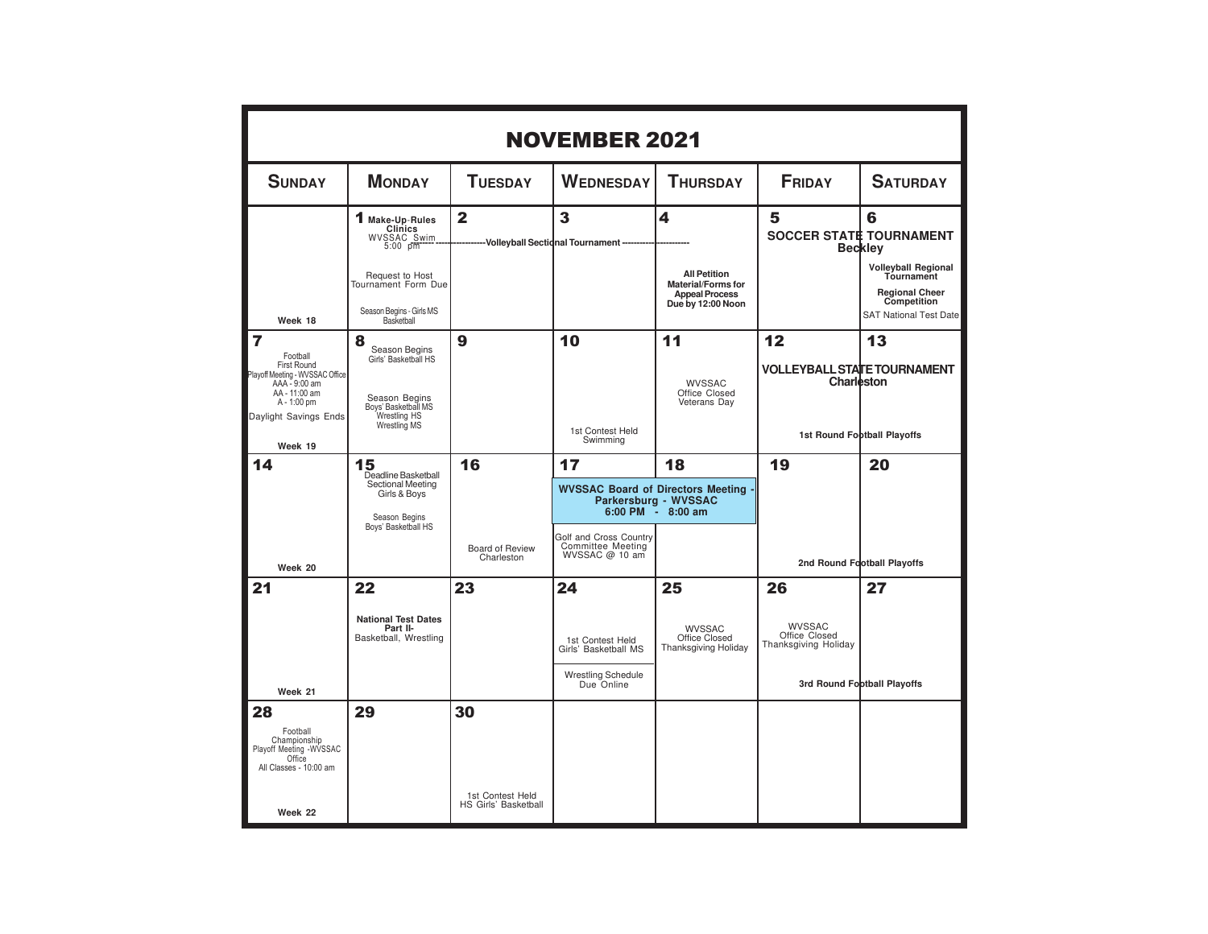# NOVEMBER 2021

| Sunday | Monday | Tuesday | Wednesday | Thursday | Friday | Saturday |
| --- | --- | --- | --- | --- | --- | --- |
| Week 18 | **1** **Make-Up-Rules Clinics** WVSSAC Swim 5:00 pm<br>-----Volleyball Sectional Tournament----- (Mon–Thu)<br>Request to Host Tournament Form Due<br>Season Begins - Girls MS Basketball | **2** | **3** | **4** **All Petition Material/Forms for Appeal Process Due by 12:00 Noon** | **5** **SOCCER STATE TOURNAMENT Beckley** (Fri–Sat) | **6** **Volleyball Regional Tournament**<br>**Regional Cheer Competition**<br>SAT National Test Date |
| **7** Football First Round Playoff Meeting - WVSSAC Office AAA - 9:00 am AA - 11:00 am A - 1:00 pm<br>Daylight Savings Ends<br>Week 19 | **8** Season Begins Girls' Basketball HS<br>Season Begins Boys' Basketball MS Wrestling HS Wrestling MS | **9** | **10** 1st Contest Held Swimming | **11** WVSSAC Office Closed Veterans Day | **12** **VOLLEYBALL STATE TOURNAMENT Charleston** (Fri–Sat)<br>**1st Round Football Playoffs** (Fri–Sat) | **13** |
| **14**<br>Week 20 | **15** Deadline Basketball Sectional Meeting Girls & Boys<br>Season Begins Boys' Basketball HS | **16** Board of Review Charleston | **17** **WVSSAC Board of Directors Meeting - Parkersburg - WVSSAC 6:00 PM - 8:00 am** (Wed–Thu)<br>Golf and Cross Country Committee Meeting WVSSAC @ 10 am | **18** | **19** **2nd Round Football Playoffs** (Fri–Sat) | **20** |
| **21**<br>Week 21 | **22** **National Test Dates Part II-** Basketball, Wrestling | **23** | **24** 1st Contest Held Girls' Basketball MS<br>Wrestling Schedule Due Online | **25** WVSSAC Office Closed Thanksgiving Holiday | **26** WVSSAC Office Closed Thanksgiving Holiday<br>**3rd Round Football Playoffs** (Fri–Sat) | **27** |
| **28** Football Championship Playoff Meeting -WVSSAC Office All Classes - 10:00 am<br>Week 22 | **29** | **30** 1st Contest Held HS Girls' Basketball | | | | |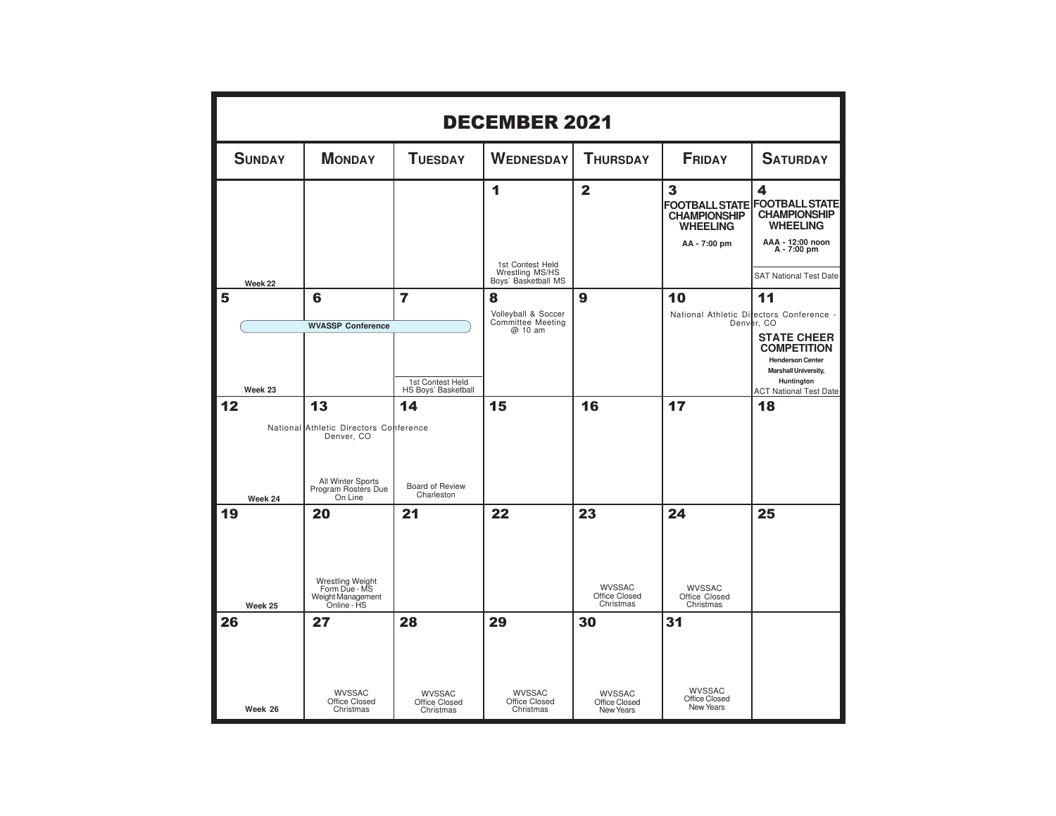# DECEMBER 2021

| Sunday | Monday | Tuesday | Wednesday | Thursday | Friday | Saturday |
|---|---|---|---|---|---|---|
| Week 22 | | | **1**<br>1st Contest Held Wrestling MS/HS Boys' Basketball MS | **2** | **3**<br>**FOOTBALL STATE CHAMPIONSHIP WHEELING**<br>**AA - 7:00 pm** | **4**<br>**FOOTBALL STATE CHAMPIONSHIP WHEELING**<br>**AAA - 12:00 noon**<br>**A - 7:00 pm**<br>SAT National Test Date |
| **5**<br>**WVASSP Conference**<br>Week 23 | **6**<br>**WVASSP Conference** | **7**<br>**WVASSP Conference**<br>1st Contest Held HS Boys' Basketball | **8**<br>Volleyball & Soccer Committee Meeting @ 10 am | **9** | **10**<br>National Athletic Directors Conference - Denver, CO | **11**<br>National Athletic Directors Conference - Denver, CO<br>**STATE CHEER COMPETITION**<br>**Henderson Center**<br>**Marshall University, Huntington**<br>ACT National Test Date |
| **12**<br>National Athletic Directors Conference Denver, CO<br>Week 24 | **13**<br>National Athletic Directors Conference Denver, CO<br>All Winter Sports Program Rosters Due On Line | **14**<br>National Athletic Directors Conference Denver, CO<br>Board of Review Charleston | **15** | **16** | **17** | **18** |
| **19**<br>Week 25 | **20**<br>Wrestling Weight Form Due - MS Weight Management Online - HS | **21** | **22** | **23**<br>WVSSAC Office Closed Christmas | **24**<br>WVSSAC Office Closed Christmas | **25** |
| **26**<br>Week 26 | **27**<br>WVSSAC Office Closed Christmas | **28**<br>WVSSAC Office Closed Christmas | **29**<br>WVSSAC Office Closed Christmas | **30**<br>WVSSAC Office Closed New Years | **31**<br>WVSSAC Office Closed New Years | |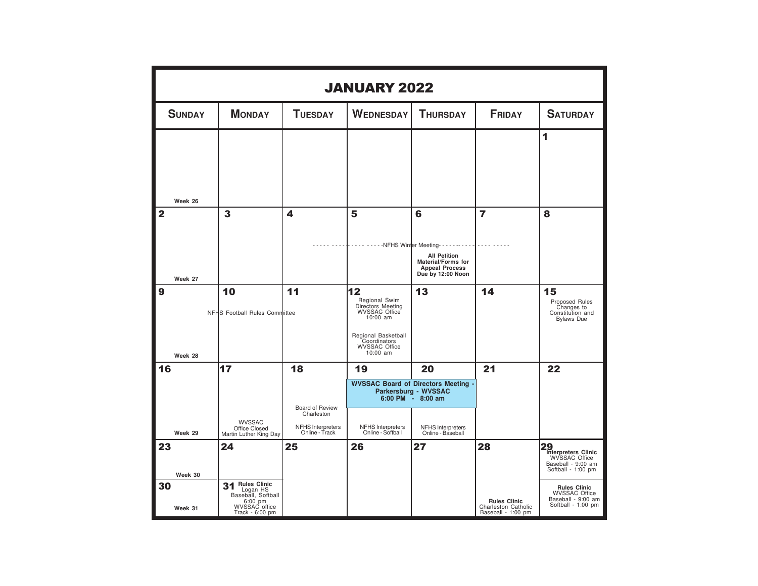# JANUARY 2022

| SUNDAY | MONDAY | TUESDAY | WEDNESDAY | THURSDAY | FRIDAY | SATURDAY |
|---|---|---|---|---|---|---|
| Week 26 | | | | | | 1 |
| 2<br>Week 27 | 3 | 4<br>- - - - NFHS Winter Meeting | 5<br>- - - - NFHS Winter Meeting | 6<br>- - - - NFHS Winter Meeting<br>**All Petition Material/Forms for Appeal Process Due by 12:00 Noon** | 7<br>- - - - NFHS Winter Meeting | 8 |
| 9<br>Week 28 | 10<br>NFHS Football Rules Committee | 11<br>NFHS Football Rules Committee | 12<br>Regional Swim Directors Meeting WVSSAC Office 10:00 am<br>Regional Basketball Coordinators WVSSAC Office 10:00 am | 13 | 14 | 15<br>Proposed Rules Changes to Constitution and Bylaws Due |
| 16<br>Week 29 | 17<br>WVSSAC Office Closed Martin Luther King Day | 18<br>Board of Review Charleston<br>NFHS Interpreters Online - Track | 19<br>**WVSSAC Board of Directors Meeting - Parkersburg - WVSSAC 6:00 PM - 8:00 am**<br>NFHS Interpreters Online - Softball | 20<br>**WVSSAC Board of Directors Meeting - Parkersburg - WVSSAC 6:00 PM - 8:00 am**<br>NFHS Interpreters Online - Baseball | 21 | 22 |
| 23<br>Week 30 | 24 | 25 | 26 | 27 | 28<br>**Rules Clinic** Charleston Catholic Baseball - 1:00 pm | 29<br>**Interpreters Clinic** WVSSAC Office Baseball - 9:00 am Softball - 1:00 pm<br>**Rules Clinic** WVSSAC Office Baseball - 9:00 am Softball - 1:00 pm |
| 30<br>Week 31 | 31<br>**Rules Clinic** Logan HS Baseball, Softball 6:00 pm<br>WVSSAC office Track - 6:00 pm | | | | | |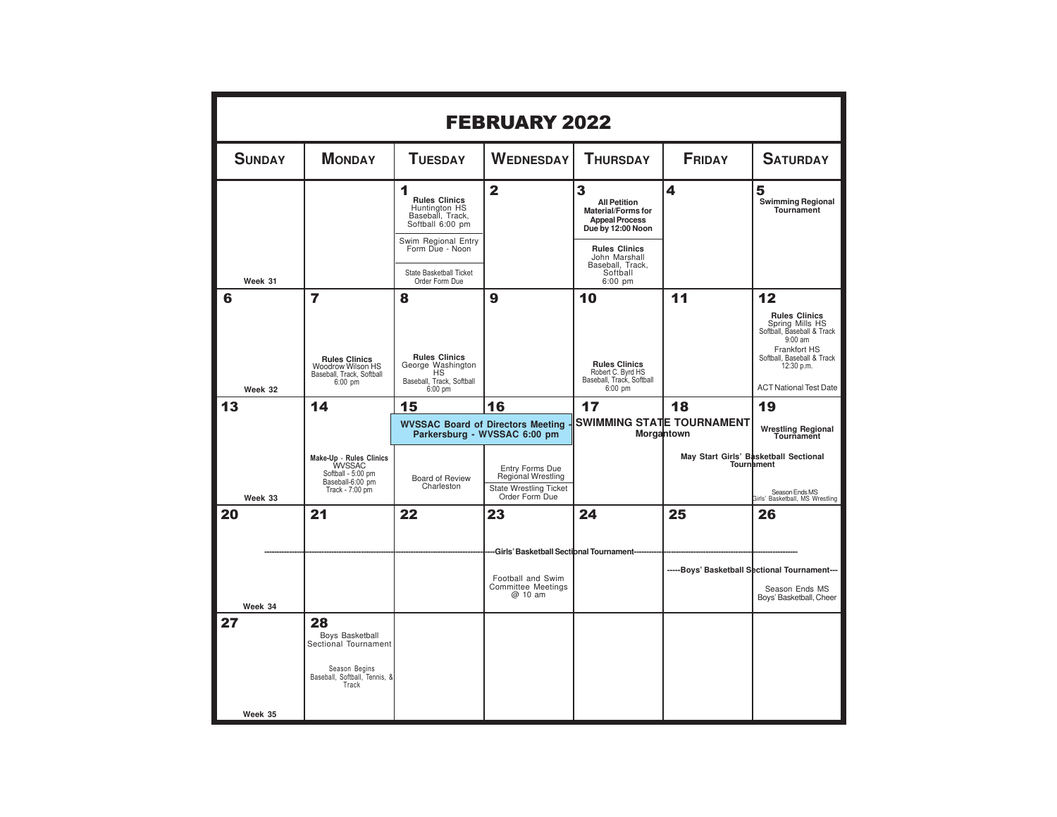# FEBRUARY 2022

| Sunday | Monday | Tuesday | Wednesday | Thursday | Friday | Saturday |
|---|---|---|---|---|---|---|
| Week 31 | | **1** **Rules Clinics** Huntington HS Baseball, Track, Softball 6:00 pm<br>Swim Regional Entry Form Due - Noon<br>State Basketball Ticket Order Form Due | **2** | **3** **All Petition Material/Forms for Appeal Process Due by 12:00 Noon**<br>**Rules Clinics** John Marshall Baseball, Track, Softball 6:00 pm | **4** | **5** **Swimming Regional Tournament** |
| **6** Week 32 | **7** **Rules Clinics** Woodrow Wilson HS Baseball, Track, Softball 6:00 pm | **8** **Rules Clinics** George Washington HS Baseball, Track, Softball 6:00 pm | **9** | **10** **Rules Clinics** Robert C. Byrd HS Baseball, Track, Softball 6:00 pm | **11** | **12** **Rules Clinics** Spring Mills HS Softball, Baseball & Track 9:00 am<br>Frankfort HS Softball, Baseball & Track 12:30 p.m.<br>ACT National Test Date |
| **13** Week 33 | **14** **Make-Up - Rules Clinics** WVSSAC Softball - 5:00 pm Baseball-6:00 pm Track - 7:00 pm | **15** **WVSSAC Board of Directors Meeting - Parkersburg - WVSSAC 6:00 pm**<br>Board of Review Charleston | **16** **WVSSAC Board of Directors Meeting - Parkersburg - WVSSAC 6:00 pm**<br>Entry Forms Due Regional Wrestling<br>State Wrestling Ticket Order Form Due | **17** **SWIMMING STATE TOURNAMENT Morgantown** | **18** **SWIMMING STATE TOURNAMENT Morgantown**<br>**May Start Girls' Basketball Sectional Tournament** | **19** **Wrestling Regional Tournament**<br>**May Start Girls' Basketball Sectional Tournament**<br>Season Ends MS Girls' Basketball, MS Wrestling |
| **20** Week 34 | **21** | **22** | **23** ---Girls' Basketball Sectional Tournament---<br>Football and Swim Committee Meetings @ 10 am | **24** ---Girls' Basketball Sectional Tournament--- | **25** ---Girls' Basketball Sectional Tournament---<br>-----Boys' Basketball Sectional Tournament--- | **26** -----Boys' Basketball Sectional Tournament---<br>Season Ends MS Boys' Basketball, Cheer |
| **27** Week 35 | **28** Boys Basketball Sectional Tournament<br>Season Begins Baseball, Softball, Tennis, & Track | | | | | |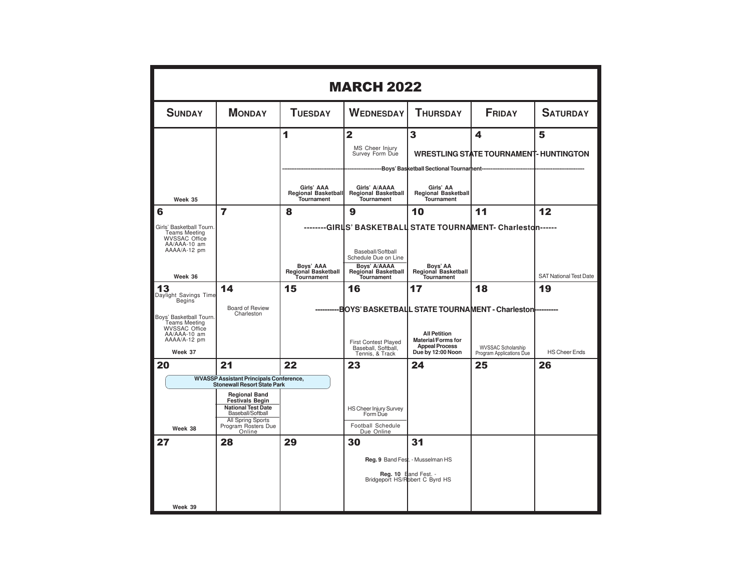# MARCH 2022

| SUNDAY | MONDAY | TUESDAY | WEDNESDAY | THURSDAY | FRIDAY | SATURDAY |
|---|---|---|---|---|---|---|
| Week 35 | | **1** <br> ---Boys' Basketball Sectional Tournament--- <br> **Girls' AAA Regional Basketball Tournament** | **2** <br> MS Cheer Injury Survey Form Due <br> ---Boys' Basketball Sectional Tournament--- <br> **Girls' A/AAAA Regional Basketball Tournament** | **3** <br> **WRESTLING STATE TOURNAMENT- HUNTINGTON** <br> ---Boys' Basketball Sectional Tournament--- <br> **Girls' AA Regional Basketball Tournament** | **4** <br> **WRESTLING STATE TOURNAMENT- HUNTINGTON** <br> ---Boys' Basketball Sectional Tournament--- | **5** <br> **WRESTLING STATE TOURNAMENT- HUNTINGTON** <br> ---Boys' Basketball Sectional Tournament--- |
| **6** <br> Girls' Basketball Tourn. Teams Meeting WVSSAC Office AA/AAA-10 am AAAA/A-12 pm <br> Week 36 | **7** | **8** <br> --------GIRLS' BASKETBALL STATE TOURNAMENT- Charleston------ <br> **Boys' AAA Regional Basketball Tournament** | **9** <br> --------GIRLS' BASKETBALL STATE TOURNAMENT- Charleston------ <br> Baseball/Softball Schedule Due on Line <br> **Boys' A/AAAA Regional Basketball Tournament** | **10** <br> --------GIRLS' BASKETBALL STATE TOURNAMENT- Charleston------ <br> **Boys' AA Regional Basketball Tournament** | **11** <br> --------GIRLS' BASKETBALL STATE TOURNAMENT- Charleston------ | **12** <br> --------GIRLS' BASKETBALL STATE TOURNAMENT- Charleston------ <br> SAT National Test Date |
| **13** <br> Daylight Savings Time Begins <br> Boys' Basketball Tourn. Teams Meeting WVSSAC Office AA/AAA-10 am AAAA/A-12 pm <br> Week 37 | **14** <br> Board of Review Charleston | **15** | **16** <br> ----------BOYS' BASKETBALL STATE TOURNAMENT - Charleston---------- <br> First Contest Played Baseball, Softball, Tennis, & Track | **17** <br> ----------BOYS' BASKETBALL STATE TOURNAMENT - Charleston---------- <br> **All Petition Material/Forms for Appeal Process Due by 12:00 Noon** | **18** <br> ----------BOYS' BASKETBALL STATE TOURNAMENT - Charleston---------- <br> WVSSAC Scholarship Program Applications Due | **19** <br> ----------BOYS' BASKETBALL STATE TOURNAMENT - Charleston---------- <br> HS Cheer Ends |
| **20** <br> **WVASSP Assistant Principals Conference, Stonewall Resort State Park** <br> Week 38 | **21** <br> **WVASSP Assistant Principals Conference, Stonewall Resort State Park** <br> **Regional Band Festivals Begin** <br> **National Test Date** Baseball/Softball <br> All Spring Sports Program Rosters Due Online | **22** <br> **WVASSP Assistant Principals Conference, Stonewall Resort State Park** | **23** <br> HS Cheer Injury Survey Form Due <br> Football Schedule Due Online | **24** | **25** | **26** |
| **27** <br> Week 39 | **28** | **29** | **30** <br> **Reg. 9** Band Fest. - Musselman HS <br> **Reg. 10** Band Fest. - Bridgeport HS/Robert C Byrd HS | **31** <br> **Reg. 9** Band Fest. - Musselman HS <br> **Reg. 10** Band Fest. - Bridgeport HS/Robert C Byrd HS | | |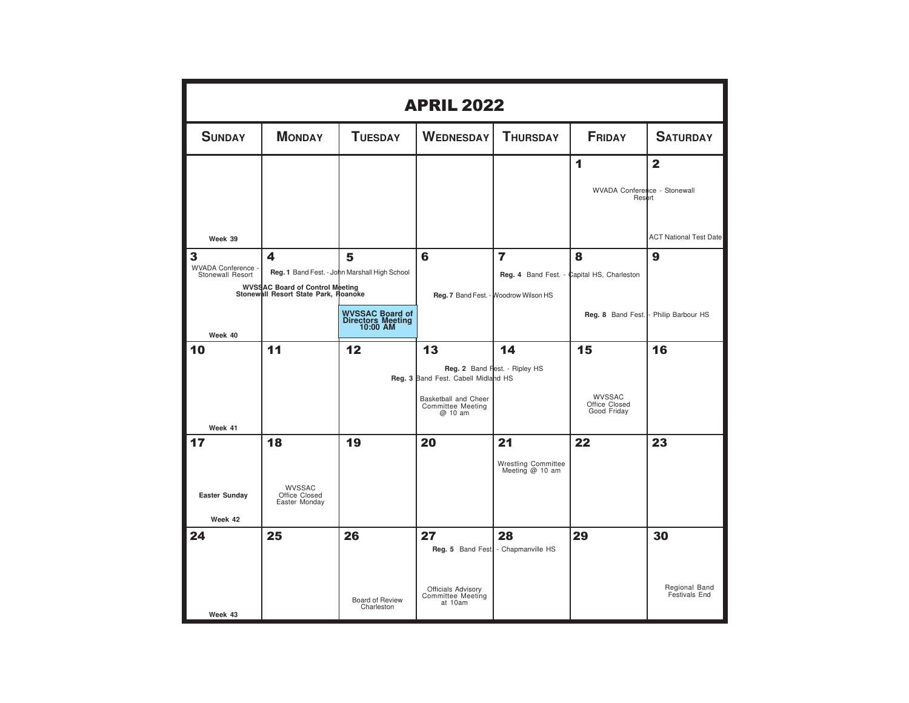# APRIL 2022

| SUNDAY | MONDAY | TUESDAY | WEDNESDAY | THURSDAY | FRIDAY | SATURDAY |
|---|---|---|---|---|---|---|
| Week 39 | | | | | 1 WVADA Conference - Stonewall Resort | 2 WVADA Conference - Stonewall Resort; ACT National Test Date |
| 3 WVADA Conference - Stonewall Resort; Week 40 | 4 **Reg. 1** Band Fest. - John Marshall High School; **WVSSAC Board of Control Meeting Stonewall Resort State Park, Roanoke** | 5 **Reg. 1** Band Fest. - John Marshall High School; **WVSSAC Board of Control Meeting Stonewall Resort State Park, Roanoke**; **WVSSAC Board of Directors Meeting 10:00 AM** | 6 **Reg. 7** Band Fest. - Woodrow Wilson HS | 7 **Reg. 4** Band Fest. - Capital HS, Charleston; **Reg. 7** Band Fest. - Woodrow Wilson HS | 8 **Reg. 4** Band Fest. - Capital HS, Charleston; **Reg. 8** Band Fest. - Philip Barbour HS | 9 **Reg. 8** Band Fest. - Philip Barbour HS |
| 10 Week 41 | 11 | 12 **Reg. 3** Band Fest. Cabell Midland HS | 13 **Reg. 2** Band Fest. - Ripley HS; **Reg. 3** Band Fest. Cabell Midland HS; Basketball and Cheer Committee Meeting @ 10 am | 14 **Reg. 2** Band Fest. - Ripley HS; **Reg. 3** Band Fest. Cabell Midland HS | 15 WVSSAC Office Closed Good Friday | 16 |
| 17 **Easter Sunday**; Week 42 | 18 WVSSAC Office Closed Easter Monday | 19 | 20 | 21 Wrestling Committee Meeting @ 10 am | 22 | 23 |
| 24 Week 43 | 25 | 26 Board of Review Charleston | 27 **Reg. 5** Band Fest. - Chapmanville HS; Officials Advisory Committee Meeting at 10am | 28 **Reg. 5** Band Fest. - Chapmanville HS | 29 | 30 Regional Band Festivals End |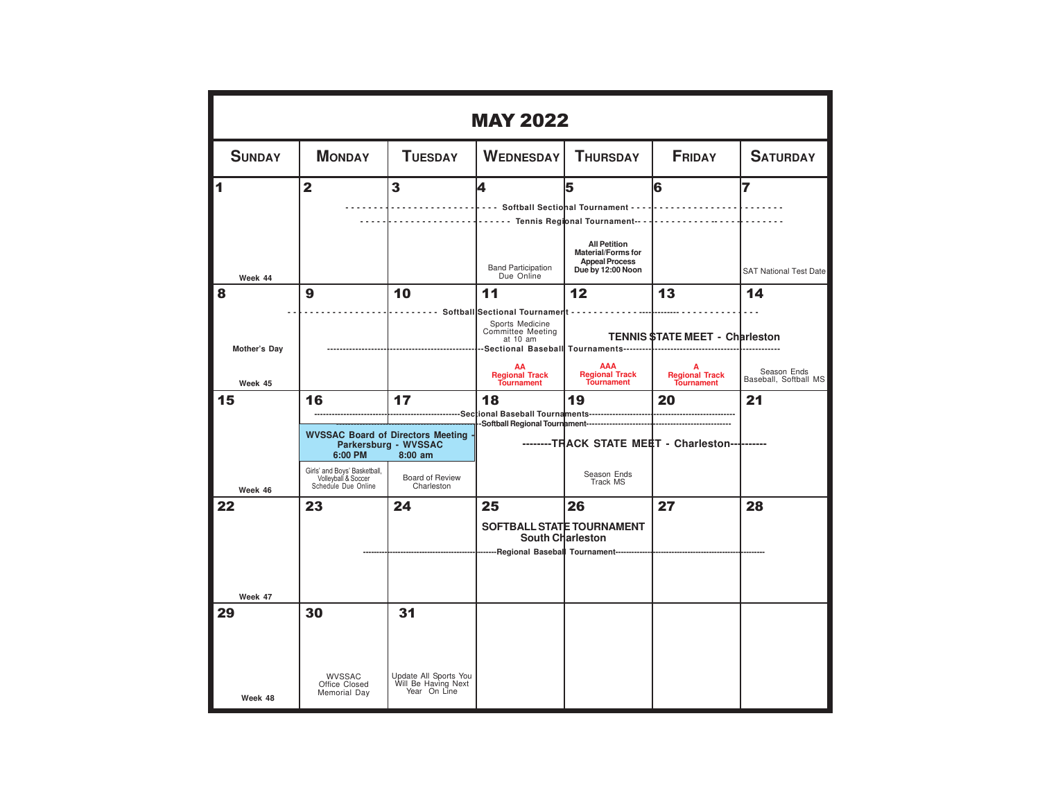# MAY 2022

| SUNDAY | MONDAY | TUESDAY | WEDNESDAY | THURSDAY | FRIDAY | SATURDAY |
|---|---|---|---|---|---|---|
| 1<br>Week 44 | 2 | 3 | 4<br>Band Participation Due Online | 5<br>**All Petition Material/Forms for Appeal Process Due by 12:00 Noon** | 6 | 7<br>SAT National Test Date |
| 8<br>Mother's Day<br>Week 45 | 9 | 10 | 11<br>Sports Medicine Committee Meeting at 10 am<br>**AA Regional Track Tournament** | 12<br>**AAA Regional Track Tournament** | 13<br>**A Regional Track Tournament** | 14<br>Season Ends Baseball, Softball MS |
| 15<br>Week 46 | 16<br>**WVSSAC Board of Directors Meeting - Parkersburg - WVSSAC 6:00 PM**<br>Girls' and Boys' Basketball, Volleyball & Soccer Schedule Due Online | 17<br>**8:00 am**<br>Board of Review Charleston | 18 | 19<br>Season Ends Track MS | 20 | 21 |
| 22<br>Week 47 | 23 | 24 | 25 | 26 | 27 | 28 |
| 29<br>Week 48 | 30<br>WVSSAC Office Closed Memorial Day | 31<br>Update All Sports You Will Be Having Next Year On Line | | | | |

Spanning events:

- May 2–7: **Softball Sectional Tournament**
- May 2–7: **Tennis Regional Tournament**
- May 8–14: **Softball Sectional Tournament**
- May 9–14: **Sectional Baseball Tournaments**
- May 12–14: **TENNIS STATE MEET - Charleston**
- May 16–20: **Sectional Baseball Tournaments**
- May 16–20: **Softball Regional Tournament**
- May 18–21: **TRACK STATE MEET - Charleston**
- May 25–26: **SOFTBALL STATE TOURNAMENT South Charleston**
- May 23–28: **Regional Baseball Tournament**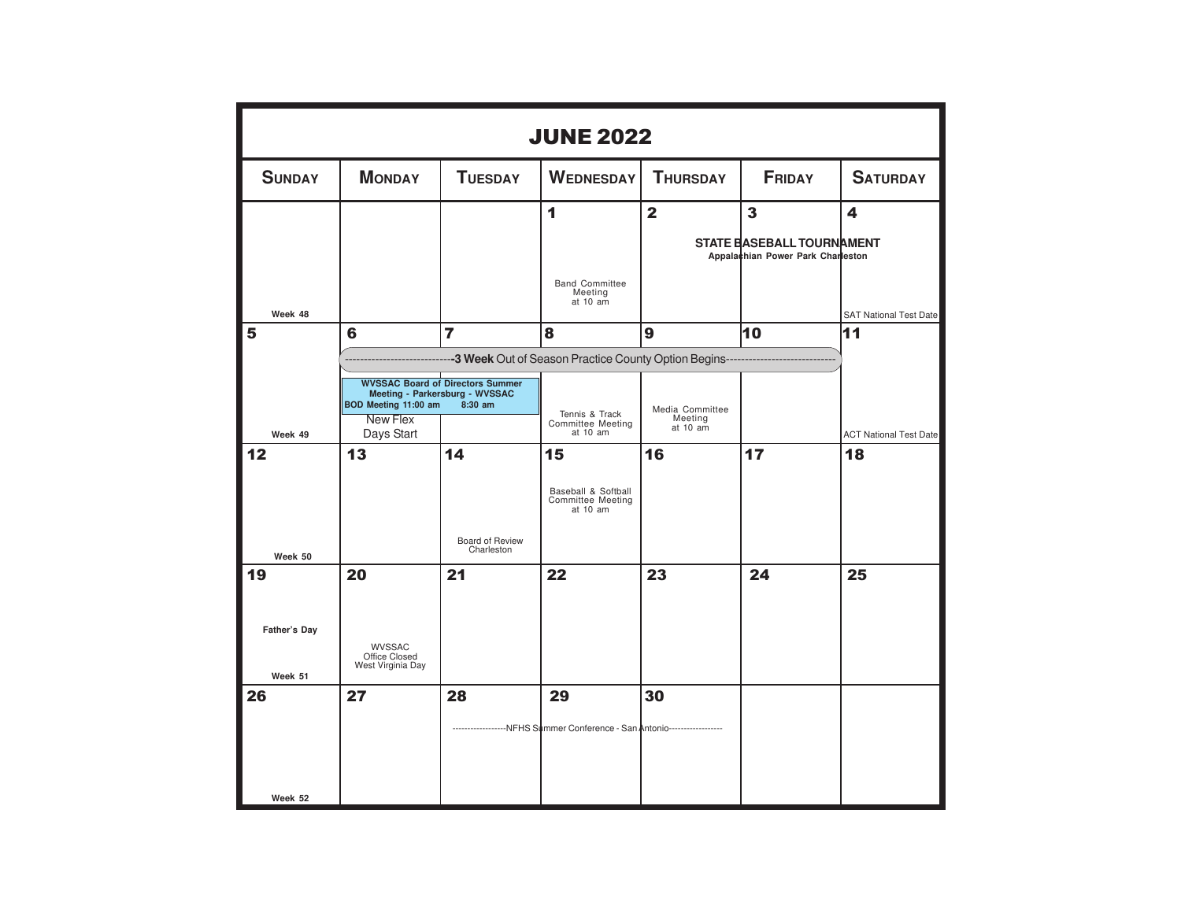# JUNE 2022

| Sunday | Monday | Tuesday | Wednesday | Thursday | Friday | Saturday |
|---|---|---|---|---|---|---|
| Week 48 | | | 1<br>Band Committee Meeting at 10 am | 2<br>STATE BASEBALL TOURNAMENT Appalachian Power Park Charleston | 3<br>STATE BASEBALL TOURNAMENT Appalachian Power Park Charleston | 4<br>STATE BASEBALL TOURNAMENT Appalachian Power Park Charleston<br>SAT National Test Date |
| 5<br>Week 49 | 6<br>---3 Week Out of Season Practice County Option Begins---<br>WVSSAC Board of Directors Summer Meeting - Parkersburg - WVSSAC BOD Meeting 11:00 am<br>New Flex Days Start | 7<br>WVSSAC Board of Directors Summer Meeting - Parkersburg - WVSSAC 8:30 am | 8<br>Tennis & Track Committee Meeting at 10 am | 9<br>Media Committee Meeting at 10 am | 10 | 11<br>ACT National Test Date |
| 12<br>Week 50 | 13 | 14<br>Board of Review Charleston | 15<br>Baseball & Softball Committee Meeting at 10 am | 16 | 17 | 18 |
| 19<br>Father's Day<br>Week 51 | 20<br>WVSSAC Office Closed West Virginia Day | 21 | 22 | 23 | 24 | 25 |
| 26<br>Week 52 | 27 | 28<br>---NFHS Summer Conference - San Antonio--- | 29<br>NFHS Summer Conference - San Antonio | 30<br>NFHS Summer Conference - San Antonio | | |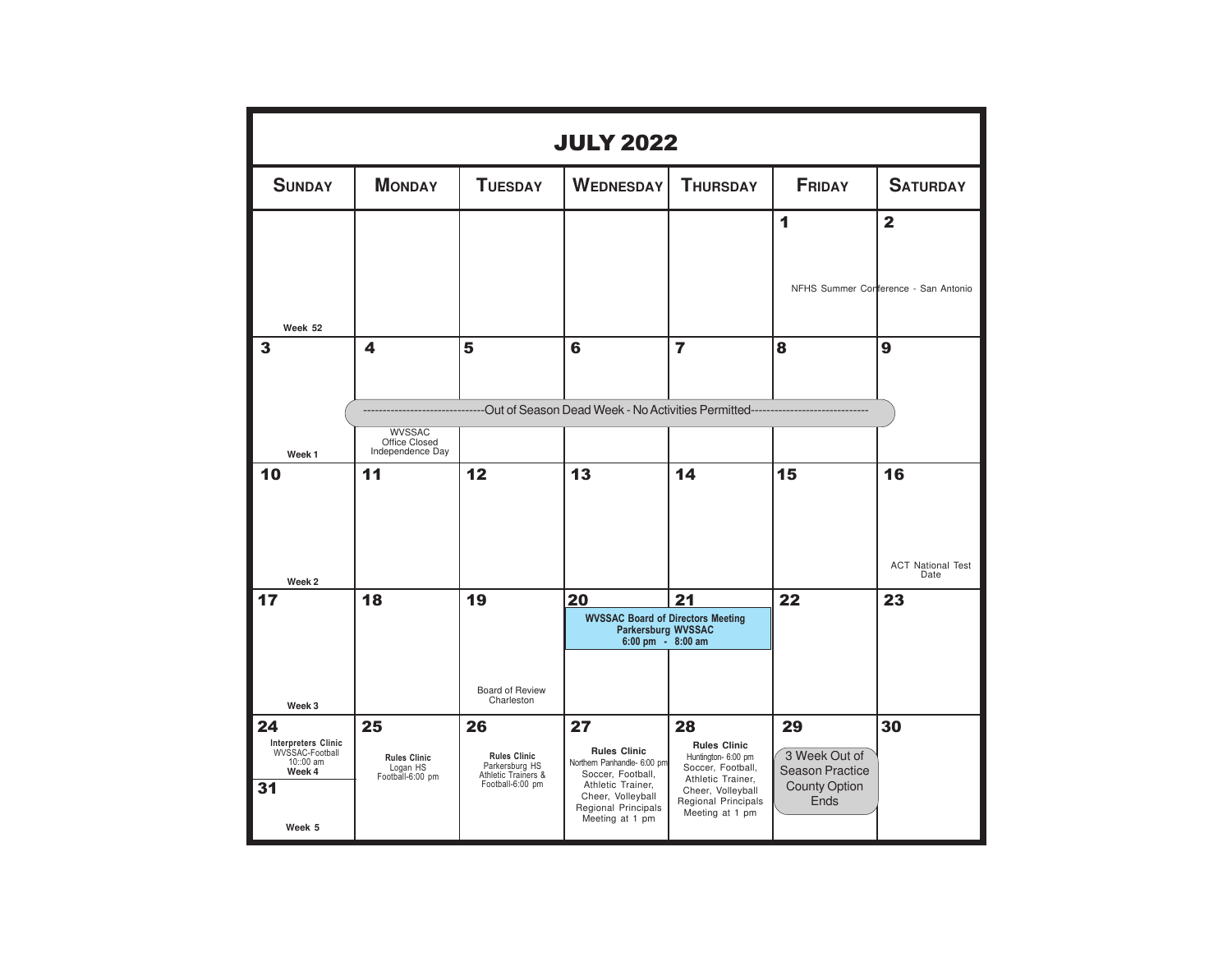# JULY 2022

| SUNDAY | MONDAY | TUESDAY | WEDNESDAY | THURSDAY | FRIDAY | SATURDAY |
|---|---|---|---|---|---|---|
| Week 52 | | | | | 1 NFHS Summer Conference - San Antonio | 2 |
| 3 Week 1 | 4 WVSSAC Office Closed Independence Day | 5 | 6 | 7 | 8 | 9 |
| 10 Week 2 | 11 | 12 | 13 | 14 | 15 | 16 ACT National Test Date |
| 17 Week 3 | 18 | 19 Board of Review Charleston | 20 **WVSSAC Board of Directors Meeting Parkersburg WVSSAC 6:00 pm** | 21 **- 8:00 am** | 22 | 23 |
| 24 **Interpreters Clinic** WVSSAC-Football 10::00 am **Week 4** / 31 **Week 5** | 25 **Rules Clinic** Logan HS Football-6:00 pm | 26 **Rules Clinic** Parkersburg HS Athletic Trainers & Football-6:00 pm | 27 **Rules Clinic** Northern Panhandle- 6:00 pm Soccer, Football, Athletic Trainer, Cheer, Volleyball Regional Principals Meeting at 1 pm | 28 **Rules Clinic** Huntington- 6:00 pm Soccer, Football, Athletic Trainer, Cheer, Volleyball Regional Principals Meeting at 1 pm | 29 3 Week Out of Season Practice County Option Ends | 30 |

July 4 – July 9: Out of Season Dead Week - No Activities Permitted